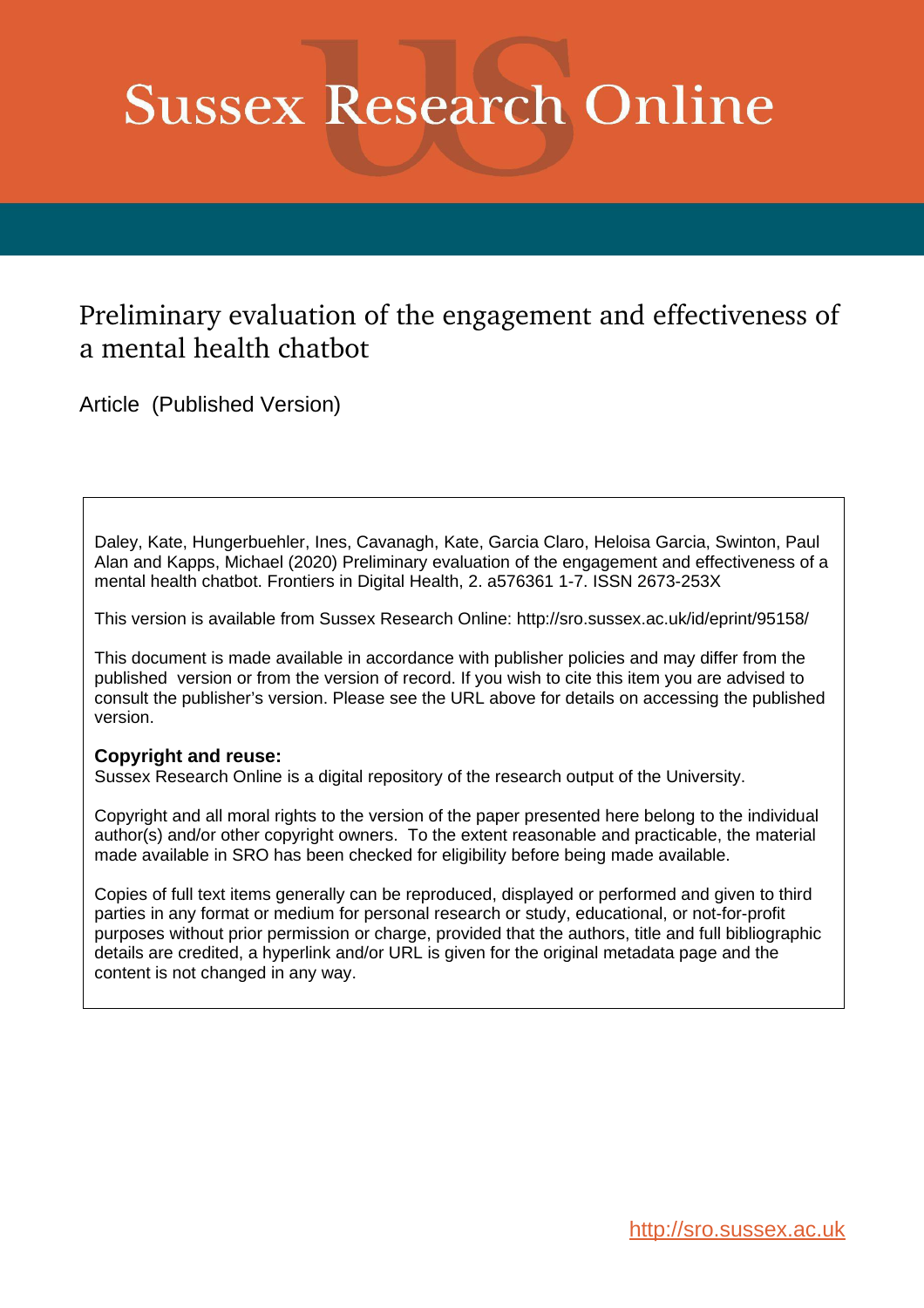# Sussex Research Online

## Preliminary evaluation of the engagement and effectiveness of a mental health chatbot

Article (Published Version)

Daley, Kate, Hungerbuehler, Ines, Cavanagh, Kate, Garcia Claro, Heloisa Garcia, Swinton, Paul Alan and Kapps, Michael (2020) Preliminary evaluation of the engagement and effectiveness of a mental health chatbot. Frontiers in Digital Health, 2. a576361 1-7. ISSN 2673-253X

This version is available from Sussex Research Online: http://sro.sussex.ac.uk/id/eprint/95158/

This document is made available in accordance with publisher policies and may differ from the published version or from the version of record. If you wish to cite this item you are advised to consult the publisher's version. Please see the URL above for details on accessing the published version.

**Copyright and reuse:**
Sussex Research Online is a digital repository of the research output of the University.

Copyright and all moral rights to the version of the paper presented here belong to the individual author(s) and/or other copyright owners. To the extent reasonable and practicable, the material made available in SRO has been checked for eligibility before being made available.

Copies of full text items generally can be reproduced, displayed or performed and given to third parties in any format or medium for personal research or study, educational, or not-for-profit purposes without prior permission or charge, provided that the authors, title and full bibliographic details are credited, a hyperlink and/or URL is given for the original metadata page and the content is not changed in any way.

http://sro.sussex.ac.uk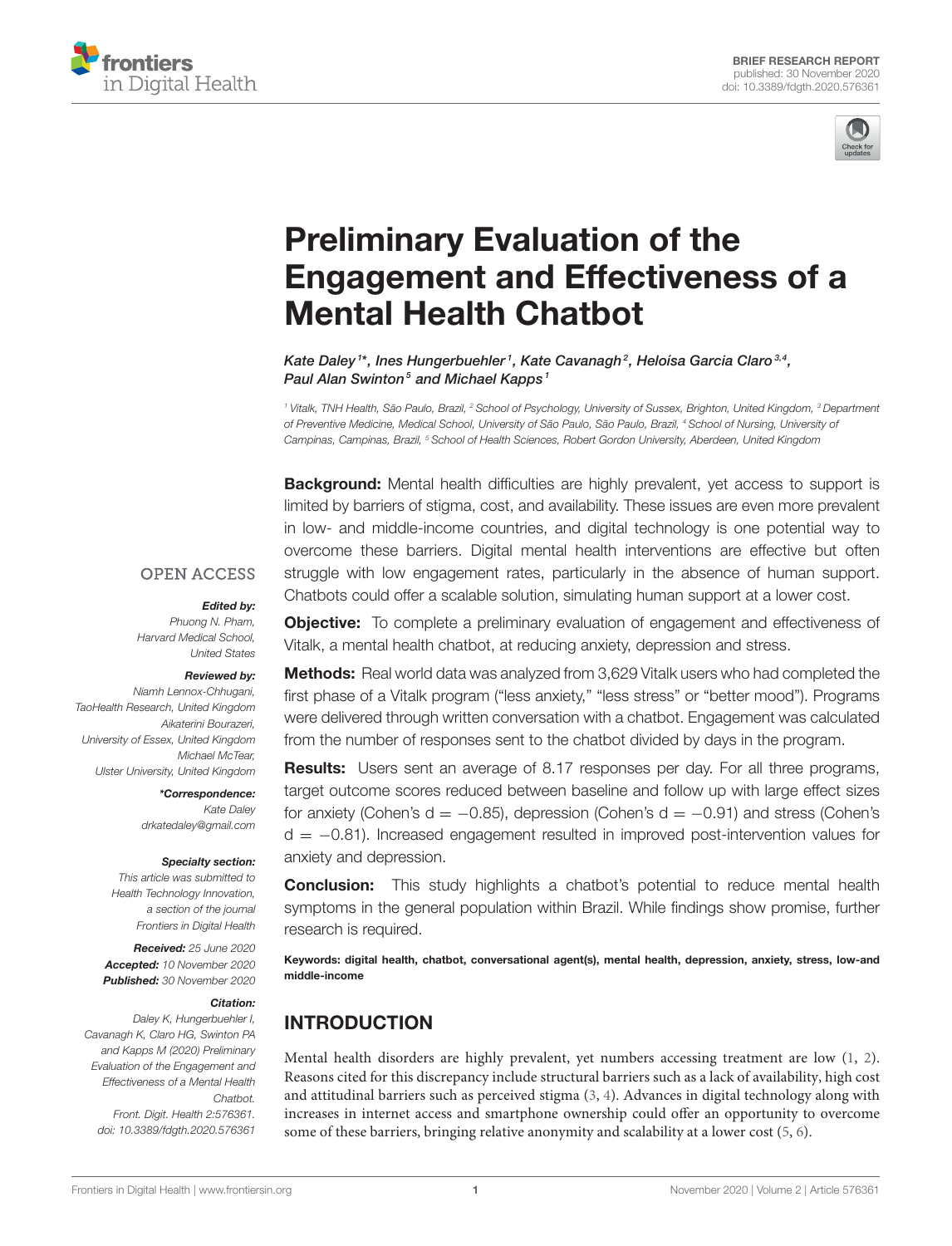# Preliminary Evaluation of the Engagement and Effectiveness of a Mental Health Chatbot

*Kate Daley[1]\*, Ines Hungerbuehler[1], Kate Cavanagh[2], Heloísa Garcia Claro[3,4], Paul Alan Swinton[5] and Michael Kapps[1]*

[1] Vitalk, TNH Health, São Paulo, Brazil, [2] School of Psychology, University of Sussex, Brighton, United Kingdom, [3] Department of Preventive Medicine, Medical School, University of São Paulo, São Paulo, Brazil, [4] School of Nursing, University of Campinas, Campinas, Brazil, [5] School of Health Sciences, Robert Gordon University, Aberdeen, United Kingdom

OPEN ACCESS

***Edited by:***
Phuong N. Pham,
Harvard Medical School,
United States

***Reviewed by:***
Niamh Lennox-Chhugani,
TaoHealth Research, United Kingdom
Aikaterini Bourazeri,
University of Essex, United Kingdom
Michael McTear,
Ulster University, United Kingdom

***\*Correspondence:***
Kate Daley
drkatedaley@gmail.com

***Specialty section:***
This article was submitted to
Health Technology Innovation,
a section of the journal
Frontiers in Digital Health

***Received:*** 25 June 2020
***Accepted:*** 10 November 2020
***Published:*** 30 November 2020

***Citation:***
Daley K, Hungerbuehler I,
Cavanagh K, Claro HG, Swinton PA
and Kapps M (2020) Preliminary
Evaluation of the Engagement and
Effectiveness of a Mental Health
Chatbot.
Front. Digit. Health 2:576361.
doi: 10.3389/fdgth.2020.576361

**Background:** Mental health difficulties are highly prevalent, yet access to support is limited by barriers of stigma, cost, and availability. These issues are even more prevalent in low- and middle-income countries, and digital technology is one potential way to overcome these barriers. Digital mental health interventions are effective but often struggle with low engagement rates, particularly in the absence of human support. Chatbots could offer a scalable solution, simulating human support at a lower cost.

**Objective:** To complete a preliminary evaluation of engagement and effectiveness of Vitalk, a mental health chatbot, at reducing anxiety, depression and stress.

**Methods:** Real world data was analyzed from 3,629 Vitalk users who had completed the first phase of a Vitalk program ("less anxiety," "less stress" or "better mood"). Programs were delivered through written conversation with a chatbot. Engagement was calculated from the number of responses sent to the chatbot divided by days in the program.

**Results:** Users sent an average of 8.17 responses per day. For all three programs, target outcome scores reduced between baseline and follow up with large effect sizes for anxiety (Cohen's $d = -0.85$), depression (Cohen's $d = -0.91$) and stress (Cohen's $d = -0.81$). Increased engagement resulted in improved post-intervention values for anxiety and depression.

**Conclusion:** This study highlights a chatbot's potential to reduce mental health symptoms in the general population within Brazil. While findings show promise, further research is required.

**Keywords: digital health, chatbot, conversational agent(s), mental health, depression, anxiety, stress, low-and middle-income**

## INTRODUCTION

Mental health disorders are highly prevalent, yet numbers accessing treatment are low (1, 2). Reasons cited for this discrepancy include structural barriers such as a lack of availability, high cost and attitudinal barriers such as perceived stigma (3, 4). Advances in digital technology along with increases in internet access and smartphone ownership could offer an opportunity to overcome some of these barriers, bringing relative anonymity and scalability at a lower cost (5, 6).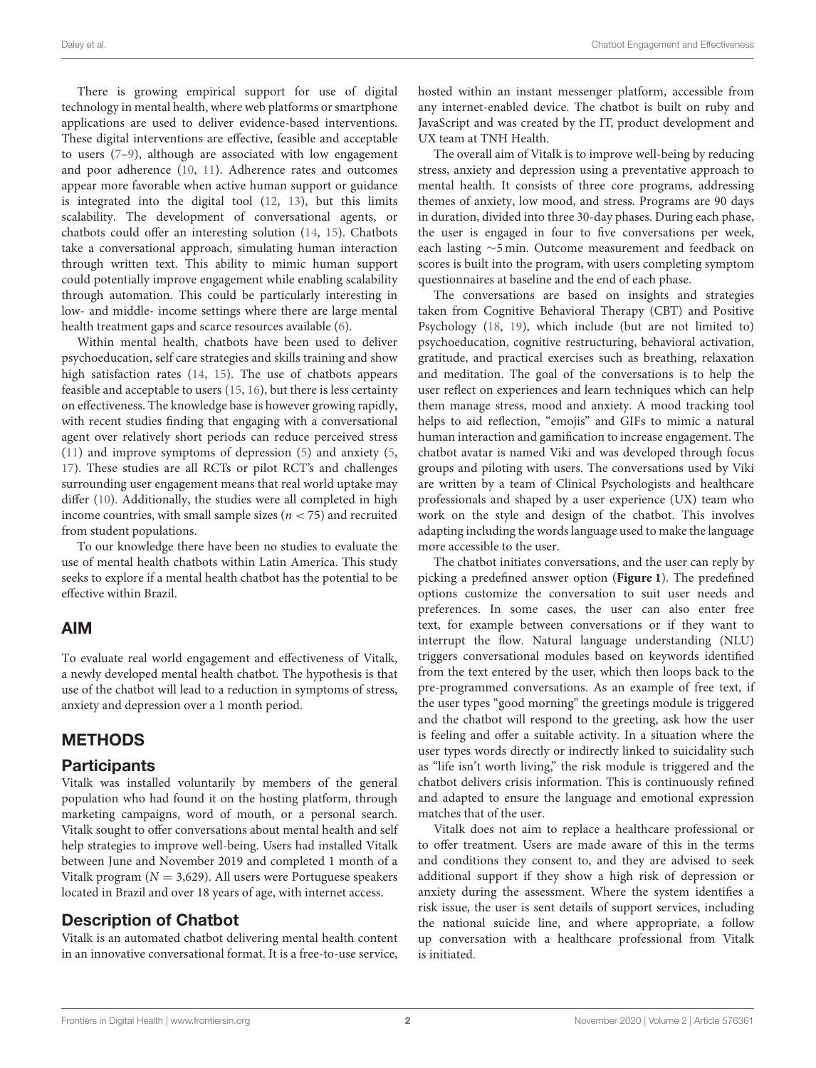There is growing empirical support for use of digital technology in mental health, where web platforms or smartphone applications are used to deliver evidence-based interventions. These digital interventions are effective, feasible and acceptable to users (7–9), although are associated with low engagement and poor adherence (10, 11). Adherence rates and outcomes appear more favorable when active human support or guidance is integrated into the digital tool (12, 13), but this limits scalability. The development of conversational agents, or chatbots could offer an interesting solution (14, 15). Chatbots take a conversational approach, simulating human interaction through written text. This ability to mimic human support could potentially improve engagement while enabling scalability through automation. This could be particularly interesting in low- and middle- income settings where there are large mental health treatment gaps and scarce resources available (6).

Within mental health, chatbots have been used to deliver psychoeducation, self care strategies and skills training and show high satisfaction rates (14, 15). The use of chatbots appears feasible and acceptable to users (15, 16), but there is less certainty on effectiveness. The knowledge base is however growing rapidly, with recent studies finding that engaging with a conversational agent over relatively short periods can reduce perceived stress (11) and improve symptoms of depression (5) and anxiety (5, 17). These studies are all RCTs or pilot RCT's and challenges surrounding user engagement means that real world uptake may differ (10). Additionally, the studies were all completed in high income countries, with small sample sizes ($n < 75$) and recruited from student populations.

To our knowledge there have been no studies to evaluate the use of mental health chatbots within Latin America. This study seeks to explore if a mental health chatbot has the potential to be effective within Brazil.

## AIM

To evaluate real world engagement and effectiveness of Vitalk, a newly developed mental health chatbot. The hypothesis is that use of the chatbot will lead to a reduction in symptoms of stress, anxiety and depression over a 1 month period.

## METHODS

### Participants

Vitalk was installed voluntarily by members of the general population who had found it on the hosting platform, through marketing campaigns, word of mouth, or a personal search. Vitalk sought to offer conversations about mental health and self help strategies to improve well-being. Users had installed Vitalk between June and November 2019 and completed 1 month of a Vitalk program ($N = 3,629$). All users were Portuguese speakers located in Brazil and over 18 years of age, with internet access.

### Description of Chatbot

Vitalk is an automated chatbot delivering mental health content in an innovative conversational format. It is a free-to-use service, hosted within an instant messenger platform, accessible from any internet-enabled device. The chatbot is built on ruby and JavaScript and was created by the IT, product development and UX team at TNH Health.

The overall aim of Vitalk is to improve well-being by reducing stress, anxiety and depression using a preventative approach to mental health. It consists of three core programs, addressing themes of anxiety, low mood, and stress. Programs are 90 days in duration, divided into three 30-day phases. During each phase, the user is engaged in four to five conversations per week, each lasting ∼5 min. Outcome measurement and feedback on scores is built into the program, with users completing symptom questionnaires at baseline and the end of each phase.

The conversations are based on insights and strategies taken from Cognitive Behavioral Therapy (CBT) and Positive Psychology (18, 19), which include (but are not limited to) psychoeducation, cognitive restructuring, behavioral activation, gratitude, and practical exercises such as breathing, relaxation and meditation. The goal of the conversations is to help the user reflect on experiences and learn techniques which can help them manage stress, mood and anxiety. A mood tracking tool helps to aid reflection, "emojis" and GIFs to mimic a natural human interaction and gamification to increase engagement. The chatbot avatar is named Viki and was developed through focus groups and piloting with users. The conversations used by Viki are written by a team of Clinical Psychologists and healthcare professionals and shaped by a user experience (UX) team who work on the style and design of the chatbot. This involves adapting including the words language used to make the language more accessible to the user.

The chatbot initiates conversations, and the user can reply by picking a predefined answer option (**Figure 1**). The predefined options customize the conversation to suit user needs and preferences. In some cases, the user can also enter free text, for example between conversations or if they want to interrupt the flow. Natural language understanding (NLU) triggers conversational modules based on keywords identified from the text entered by the user, which then loops back to the pre-programmed conversations. As an example of free text, if the user types "good morning" the greetings module is triggered and the chatbot will respond to the greeting, ask how the user is feeling and offer a suitable activity. In a situation where the user types words directly or indirectly linked to suicidality such as "life isn't worth living," the risk module is triggered and the chatbot delivers crisis information. This is continuously refined and adapted to ensure the language and emotional expression matches that of the user.

Vitalk does not aim to replace a healthcare professional or to offer treatment. Users are made aware of this in the terms and conditions they consent to, and they are advised to seek additional support if they show a high risk of depression or anxiety during the assessment. Where the system identifies a risk issue, the user is sent details of support services, including the national suicide line, and where appropriate, a follow up conversation with a healthcare professional from Vitalk is initiated.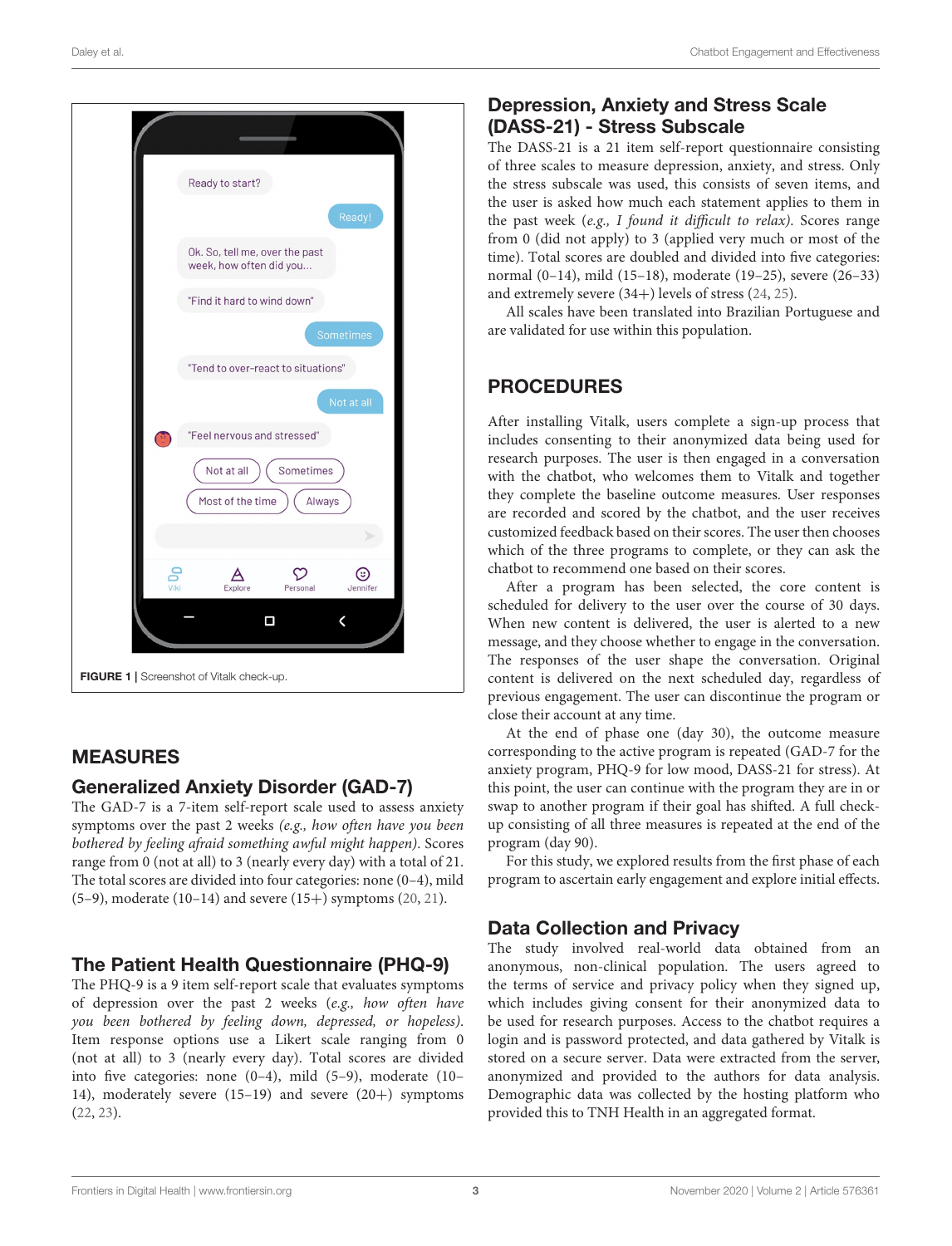FIGURE 1 | Screenshot of Vitalk check-up.

## MEASURES

### Generalized Anxiety Disorder (GAD-7)

The GAD-7 is a 7-item self-report scale used to assess anxiety symptoms over the past 2 weeks *(e.g., how often have you been bothered by feeling afraid something awful might happen)*. Scores range from 0 (not at all) to 3 (nearly every day) with a total of 21. The total scores are divided into four categories: none (0–4), mild (5–9), moderate (10–14) and severe (15+) symptoms (20, 21).

### The Patient Health Questionnaire (PHQ-9)

The PHQ-9 is a 9 item self-report scale that evaluates symptoms of depression over the past 2 weeks (*e.g., how often have you been bothered by feeling down, depressed, or hopeless*). Item response options use a Likert scale ranging from 0 (not at all) to 3 (nearly every day). Total scores are divided into five categories: none (0–4), mild (5–9), moderate (10–14), moderately severe (15–19) and severe (20+) symptoms (22, 23).

### Depression, Anxiety and Stress Scale (DASS-21) - Stress Subscale

The DASS-21 is a 21 item self-report questionnaire consisting of three scales to measure depression, anxiety, and stress. Only the stress subscale was used, this consists of seven items, and the user is asked how much each statement applies to them in the past week (*e.g., I found it difficult to relax*). Scores range from 0 (did not apply) to 3 (applied very much or most of the time). Total scores are doubled and divided into five categories: normal (0–14), mild (15–18), moderate (19–25), severe (26–33) and extremely severe (34+) levels of stress (24, 25).

All scales have been translated into Brazilian Portuguese and are validated for use within this population.

## PROCEDURES

After installing Vitalk, users complete a sign-up process that includes consenting to their anonymized data being used for research purposes. The user is then engaged in a conversation with the chatbot, who welcomes them to Vitalk and together they complete the baseline outcome measures. User responses are recorded and scored by the chatbot, and the user receives customized feedback based on their scores. The user then chooses which of the three programs to complete, or they can ask the chatbot to recommend one based on their scores.

After a program has been selected, the core content is scheduled for delivery to the user over the course of 30 days. When new content is delivered, the user is alerted to a new message, and they choose whether to engage in the conversation. The responses of the user shape the conversation. Original content is delivered on the next scheduled day, regardless of previous engagement. The user can discontinue the program or close their account at any time.

At the end of phase one (day 30), the outcome measure corresponding to the active program is repeated (GAD-7 for the anxiety program, PHQ-9 for low mood, DASS-21 for stress). At this point, the user can continue with the program they are in or swap to another program if their goal has shifted. A full check-up consisting of all three measures is repeated at the end of the program (day 90).

For this study, we explored results from the first phase of each program to ascertain early engagement and explore initial effects.

### Data Collection and Privacy

The study involved real-world data obtained from an anonymous, non-clinical population. The users agreed to the terms of service and privacy policy when they signed up, which includes giving consent for their anonymized data to be used for research purposes. Access to the chatbot requires a login and is password protected, and data gathered by Vitalk is stored on a secure server. Data were extracted from the server, anonymized and provided to the authors for data analysis. Demographic data was collected by the hosting platform who provided this to TNH Health in an aggregated format.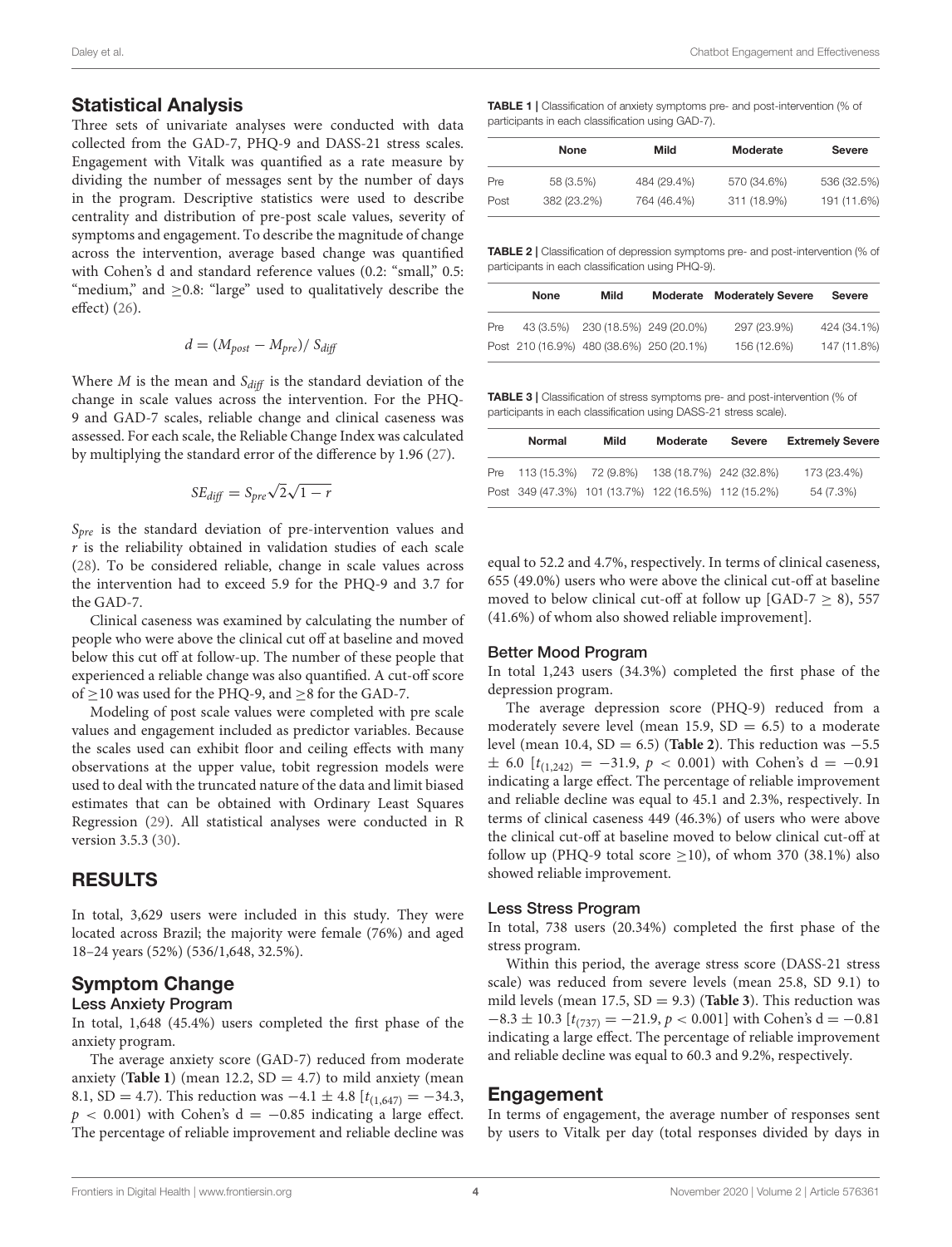## Statistical Analysis

Three sets of univariate analyses were conducted with data collected from the GAD-7, PHQ-9 and DASS-21 stress scales. Engagement with Vitalk was quantified as a rate measure by dividing the number of messages sent by the number of days in the program. Descriptive statistics were used to describe centrality and distribution of pre-post scale values, severity of symptoms and engagement. To describe the magnitude of change across the intervention, average based change was quantified with Cohen's d and standard reference values (0.2: "small," 0.5: "medium," and ≥0.8: "large" used to qualitatively describe the effect) (26).

$$d = (M_{post} - M_{pre}) / S_{diff}$$

Where $M$ is the mean and $S_{diff}$ is the standard deviation of the change in scale values across the intervention. For the PHQ-9 and GAD-7 scales, reliable change and clinical caseness was assessed. For each scale, the Reliable Change Index was calculated by multiplying the standard error of the difference by 1.96 (27).

$$SE_{diff} = S_{pre}\sqrt{2}\sqrt{1 - r}$$

$S_{pre}$ is the standard deviation of pre-intervention values and $r$ is the reliability obtained in validation studies of each scale (28). To be considered reliable, change in scale values across the intervention had to exceed 5.9 for the PHQ-9 and 3.7 for the GAD-7.

Clinical caseness was examined by calculating the number of people who were above the clinical cut off at baseline and moved below this cut off at follow-up. The number of these people that experienced a reliable change was also quantified. A cut-off score of ≥10 was used for the PHQ-9, and ≥8 for the GAD-7.

Modeling of post scale values were completed with pre scale values and engagement included as predictor variables. Because the scales used can exhibit floor and ceiling effects with many observations at the upper value, tobit regression models were used to deal with the truncated nature of the data and limit biased estimates that can be obtained with Ordinary Least Squares Regression (29). All statistical analyses were conducted in R version 3.5.3 (30).

## RESULTS

In total, 3,629 users were included in this study. They were located across Brazil; the majority were female (76%) and aged 18–24 years (52%) (536/1,648, 32.5%).

## Symptom Change

### Less Anxiety Program

In total, 1,648 (45.4%) users completed the first phase of the anxiety program.

The average anxiety score (GAD-7) reduced from moderate anxiety (**Table 1**) (mean 12.2, SD = 4.7) to mild anxiety (mean 8.1, SD = 4.7). This reduction was −4.1 ± 4.8 [$t_{(1,647)} = -34.3$, $p < 0.001$) with Cohen's d = −0.85 indicating a large effect. The percentage of reliable improvement and reliable decline was equal to 52.2 and 4.7%, respectively. In terms of clinical caseness, 655 (49.0%) users who were above the clinical cut-off at baseline moved to below clinical cut-off at follow up [GAD-7 ≥ 8), 557 (41.6%) of whom also showed reliable improvement].

### Better Mood Program

In total 1,243 users (34.3%) completed the first phase of the depression program.

The average depression score (PHQ-9) reduced from a moderately severe level (mean 15.9, SD = 6.5) to a moderate level (mean 10.4, SD = 6.5) (**Table 2**). This reduction was −5.5 ± 6.0 [$t_{(1,242)} = -31.9$, $p < 0.001$) with Cohen's d = −0.91 indicating a large effect. The percentage of reliable improvement and reliable decline was equal to 45.1 and 2.3%, respectively. In terms of clinical caseness 449 (46.3%) of users who were above the clinical cut-off at baseline moved to below clinical cut-off at follow up (PHQ-9 total score ≥10), of whom 370 (38.1%) also showed reliable improvement.

### Less Stress Program

In total, 738 users (20.34%) completed the first phase of the stress program.

Within this period, the average stress score (DASS-21 stress scale) was reduced from severe levels (mean 25.8, SD 9.1) to mild levels (mean 17.5, SD = 9.3) (**Table 3**). This reduction was −8.3 ± 10.3 [$t_{(737)} = -21.9$, $p < 0.001$] with Cohen's d = −0.81 indicating a large effect. The percentage of reliable improvement and reliable decline was equal to 60.3 and 9.2%, respectively.

## Engagement

In terms of engagement, the average number of responses sent by users to Vitalk per day (total responses divided by days in

**TABLE 1** | Classification of anxiety symptoms pre- and post-intervention (% of participants in each classification using GAD-7).

| | None | Mild | Moderate | Severe |
|---|---|---|---|---|
| Pre | 58 (3.5%) | 484 (29.4%) | 570 (34.6%) | 536 (32.5%) |
| Post | 382 (23.2%) | 764 (46.4%) | 311 (18.9%) | 191 (11.6%) |

**TABLE 2** | Classification of depression symptoms pre- and post-intervention (% of participants in each classification using PHQ-9).

| | None | Mild | Moderate | Moderately Severe | Severe |
|---|---|---|---|---|---|
| Pre | 43 (3.5%) | 230 (18.5%) | 249 (20.0%) | 297 (23.9%) | 424 (34.1%) |
| Post | 210 (16.9%) | 480 (38.6%) | 250 (20.1%) | 156 (12.6%) | 147 (11.8%) |

**TABLE 3** | Classification of stress symptoms pre- and post-intervention (% of participants in each classification using DASS-21 stress scale).

| | Normal | Mild | Moderate | Severe | Extremely Severe |
|---|---|---|---|---|---|
| Pre | 113 (15.3%) | 72 (9.8%) | 138 (18.7%) | 242 (32.8%) | 173 (23.4%) |
| Post | 349 (47.3%) | 101 (13.7%) | 122 (16.5%) | 112 (15.2%) | 54 (7.3%) |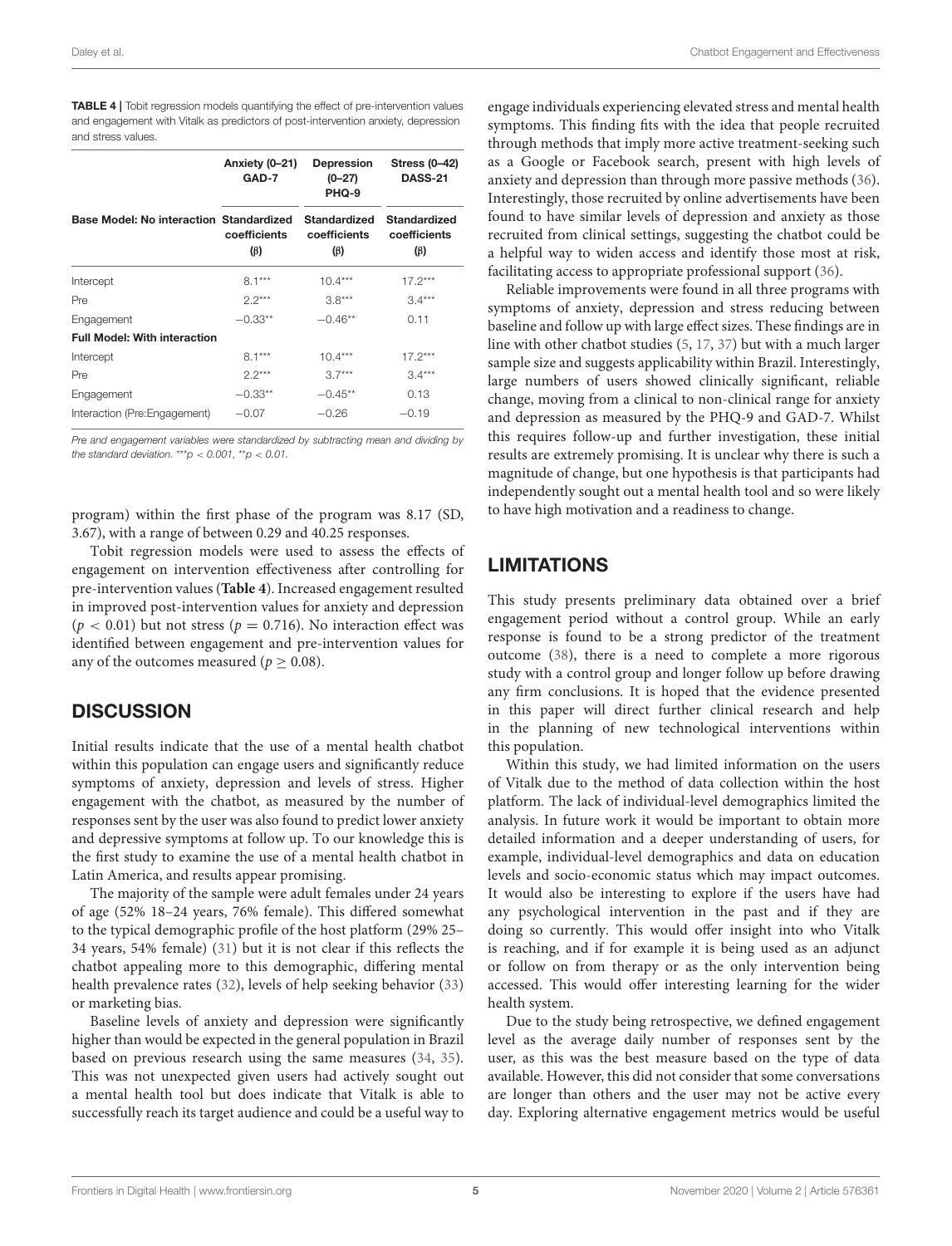**TABLE 4** | Tobit regression models quantifying the effect of pre-intervention values and engagement with Vitalk as predictors of post-intervention anxiety, depression and stress values.

| | Anxiety (0–21) GAD-7 | Depression (0–27) PHQ-9 | Stress (0–42) DASS-21 |
|---|---|---|---|
| **Base Model: No interaction** | **Standardized coefficients (β)** | **Standardized coefficients (β)** | **Standardized coefficients (β)** |
| Intercept | 8.1*** | 10.4*** | 17.2*** |
| Pre | 2.2*** | 3.8*** | 3.4*** |
| Engagement | −0.33** | −0.46** | 0.11 |
| **Full Model: With interaction** | | | |
| Intercept | 8.1*** | 10.4*** | 17.2*** |
| Pre | 2.2*** | 3.7*** | 3.4*** |
| Engagement | −0.33** | −0.45** | 0.13 |
| Interaction (Pre:Engagement) | −0.07 | −0.26 | −0.19 |

*Pre and engagement variables were standardized by subtracting mean and dividing by the standard deviation.* ***$p < 0.001$, **$p < 0.01$.

program) within the first phase of the program was 8.17 (SD, 3.67), with a range of between 0.29 and 40.25 responses.

Tobit regression models were used to assess the effects of engagement on intervention effectiveness after controlling for pre-intervention values (**Table 4**). Increased engagement resulted in improved post-intervention values for anxiety and depression ($p < 0.01$) but not stress ($p = 0.716$). No interaction effect was identified between engagement and pre-intervention values for any of the outcomes measured ($p \geq 0.08$).

## DISCUSSION

Initial results indicate that the use of a mental health chatbot within this population can engage users and significantly reduce symptoms of anxiety, depression and levels of stress. Higher engagement with the chatbot, as measured by the number of responses sent by the user was also found to predict lower anxiety and depressive symptoms at follow up. To our knowledge this is the first study to examine the use of a mental health chatbot in Latin America, and results appear promising.

The majority of the sample were adult females under 24 years of age (52% 18–24 years, 76% female). This differed somewhat to the typical demographic profile of the host platform (29% 25–34 years, 54% female) (31) but it is not clear if this reflects the chatbot appealing more to this demographic, differing mental health prevalence rates (32), levels of help seeking behavior (33) or marketing bias.

Baseline levels of anxiety and depression were significantly higher than would be expected in the general population in Brazil based on previous research using the same measures (34, 35). This was not unexpected given users had actively sought out a mental health tool but does indicate that Vitalk is able to successfully reach its target audience and could be a useful way to engage individuals experiencing elevated stress and mental health symptoms. This finding fits with the idea that people recruited through methods that imply more active treatment-seeking such as a Google or Facebook search, present with high levels of anxiety and depression than through more passive methods (36). Interestingly, those recruited by online advertisements have been found to have similar levels of depression and anxiety as those recruited from clinical settings, suggesting the chatbot could be a helpful way to widen access and identify those most at risk, facilitating access to appropriate professional support (36).

Reliable improvements were found in all three programs with symptoms of anxiety, depression and stress reducing between baseline and follow up with large effect sizes. These findings are in line with other chatbot studies (5, 17, 37) but with a much larger sample size and suggests applicability within Brazil. Interestingly, large numbers of users showed clinically significant, reliable change, moving from a clinical to non-clinical range for anxiety and depression as measured by the PHQ-9 and GAD-7. Whilst this requires follow-up and further investigation, these initial results are extremely promising. It is unclear why there is such a magnitude of change, but one hypothesis is that participants had independently sought out a mental health tool and so were likely to have high motivation and a readiness to change.

## LIMITATIONS

This study presents preliminary data obtained over a brief engagement period without a control group. While an early response is found to be a strong predictor of the treatment outcome (38), there is a need to complete a more rigorous study with a control group and longer follow up before drawing any firm conclusions. It is hoped that the evidence presented in this paper will direct further clinical research and help in the planning of new technological interventions within this population.

Within this study, we had limited information on the users of Vitalk due to the method of data collection within the host platform. The lack of individual-level demographics limited the analysis. In future work it would be important to obtain more detailed information and a deeper understanding of users, for example, individual-level demographics and data on education levels and socio-economic status which may impact outcomes. It would also be interesting to explore if the users have had any psychological intervention in the past and if they are doing so currently. This would offer insight into who Vitalk is reaching, and if for example it is being used as an adjunct or follow on from therapy or as the only intervention being accessed. This would offer interesting learning for the wider health system.

Due to the study being retrospective, we defined engagement level as the average daily number of responses sent by the user, as this was the best measure based on the type of data available. However, this did not consider that some conversations are longer than others and the user may not be active every day. Exploring alternative engagement metrics would be useful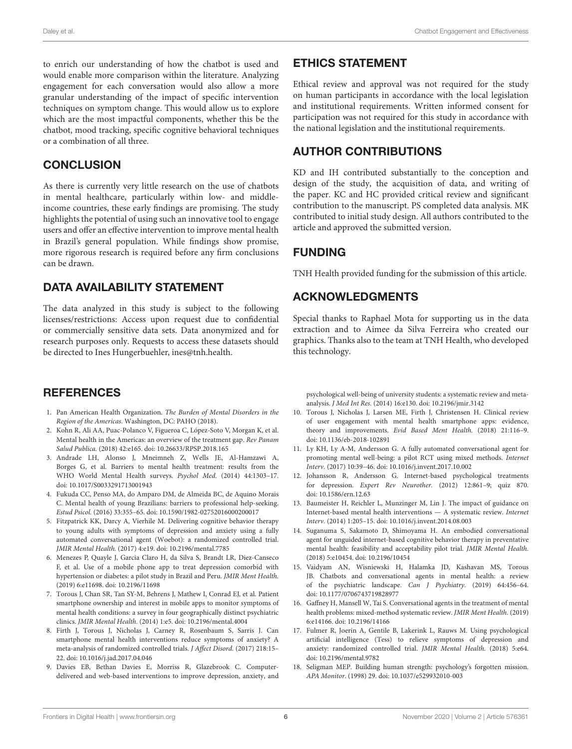to enrich our understanding of how the chatbot is used and would enable more comparison within the literature. Analyzing engagement for each conversation would also allow a more granular understanding of the impact of specific intervention techniques on symptom change. This would allow us to explore which are the most impactful components, whether this be the chatbot, mood tracking, specific cognitive behavioral techniques or a combination of all three.

## CONCLUSION

As there is currently very little research on the use of chatbots in mental healthcare, particularly within low- and middle-income countries, these early findings are promising. The study highlights the potential of using such an innovative tool to engage users and offer an effective intervention to improve mental health in Brazil's general population. While findings show promise, more rigorous research is required before any firm conclusions can be drawn.

## DATA AVAILABILITY STATEMENT

The data analyzed in this study is subject to the following licenses/restrictions: Access upon request due to confidential or commercially sensitive data sets. Data anonymized and for research purposes only. Requests to access these datasets should be directed to Ines Hungerbuehler, ines@tnh.health.

## ETHICS STATEMENT

Ethical review and approval was not required for the study on human participants in accordance with the local legislation and institutional requirements. Written informed consent for participation was not required for this study in accordance with the national legislation and the institutional requirements.

## AUTHOR CONTRIBUTIONS

KD and IH contributed substantially to the conception and design of the study, the acquisition of data, and writing of the paper. KC and HC provided critical review and significant contribution to the manuscript. PS completed data analysis. MK contributed to initial study design. All authors contributed to the article and approved the submitted version.

## FUNDING

TNH Health provided funding for the submission of this article.

## ACKNOWLEDGMENTS

Special thanks to Raphael Mota for supporting us in the data extraction and to Aimee da Silva Ferreira who created our graphics. Thanks also to the team at TNH Health, who developed this technology.

## REFERENCES

1. Pan American Health Organization. *The Burden of Mental Disorders in the Region of the Americas*. Washington, DC: PAHO (2018).
2. Kohn R, Ali AA, Puac-Polanco V, Figueroa C, López-Soto V, Morgan K, et al. Mental health in the Americas: an overview of the treatment gap. *Rev Panam Salud Publica.* (2018) 42:e165. doi: 10.26633/RPSP.2018.165
3. Andrade LH, Alonso J, Mneimneh Z, Wells JE, Al-Hamzawi A, Borges G, et al. Barriers to mental health treatment: results from the WHO World Mental Health surveys. *Psychol Med.* (2014) 44:1303–17. doi: 10.1017/S0033291713001943
4. Fukuda CC, Penso MA, do Amparo DM, de Almeida BC, de Aquino Morais C. Mental health of young Brazilians: barriers to professional help-seeking. *Estud Psicol.* (2016) 33:355–65. doi: 10.1590/1982-02752016000200017
5. Fitzpatrick KK, Darcy A, Vierhile M. Delivering cognitive behavior therapy to young adults with symptoms of depression and anxiety using a fully automated conversational agent (Woebot): a randomized controlled trial. *JMIR Mental Health.* (2017) 4:e19. doi: 10.2196/mental.7785
6. Menezes P, Quayle J, Garcia Claro H, da Silva S, Brandt LR, Diez-Canseco F, et al. Use of a mobile phone app to treat depression comorbid with hypertension or diabetes: a pilot study in Brazil and Peru. *JMIR Ment Health.* (2019) 6:e11698. doi: 10.2196/11698
7. Torous J, Chan SR, Tan SY-M, Behrens J, Mathew I, Conrad EJ, et al. Patient smartphone ownership and interest in mobile apps to monitor symptoms of mental health conditions: a survey in four geographically distinct psychiatric clinics. *JMIR Mental Health.* (2014) 1:e5. doi: 10.2196/mental.4004
8. Firth J, Torous J, Nicholas J, Carney R, Rosenbaum S, Sarris J. Can smartphone mental health interventions reduce symptoms of anxiety? A meta-analysis of randomized controlled trials. *J Affect Disord.* (2017) 218:15–22. doi: 10.1016/j.jad.2017.04.046
9. Davies EB, Bethan Davies E, Morriss R, Glazebrook C. Computer-delivered and web-based interventions to improve depression, anxiety, and psychological well-being of university students: a systematic review and meta-analysis. *J Med Int Res.* (2014) 16:e130. doi: 10.2196/jmir.3142
10. Torous J, Nicholas J, Larsen ME, Firth J, Christensen H. Clinical review of user engagement with mental health smartphone apps: evidence, theory and improvements. *Evid Based Ment Health.* (2018) 21:116–9. doi: 10.1136/eb-2018-102891
11. Ly KH, Ly A-M, Andersson G. A fully automated conversational agent for promoting mental well-being: a pilot RCT using mixed methods. *Internet Interv.* (2017) 10:39–46. doi: 10.1016/j.invent.2017.10.002
12. Johansson R, Andersson G. Internet-based psychological treatments for depression. *Expert Rev Neurother.* (2012) 12:861–9; quiz 870. doi: 10.1586/ern.12.63
13. Baumeister H, Reichler L, Munzinger M, Lin J. The impact of guidance on Internet-based mental health interventions — A systematic review. *Internet Interv.* (2014) 1:205–15. doi: 10.1016/j.invent.2014.08.003
14. Suganuma S, Sakamoto D, Shimoyama H. An embodied conversational agent for unguided internet-based cognitive behavior therapy in preventative mental health: feasibility and acceptability pilot trial. *JMIR Mental Health.* (2018) 5:e10454. doi: 10.2196/10454
15. Vaidyam AN, Wisniewski H, Halamka JD, Kashavan MS, Torous JB. Chatbots and conversational agents in mental health: a review of the psychiatric landscape. *Can J Psychiatry.* (2019) 64:456–64. doi: 10.1177/0706743719828977
16. Gaffney H, Mansell W, Tai S. Conversational agents in the treatment of mental health problems: mixed-method systematic review. *JMIR Ment Health.* (2019) 6:e14166. doi: 10.2196/14166
17. Fulmer R, Joerin A, Gentile B, Lakerink L, Rauws M. Using psychological artificial intelligence (Tess) to relieve symptoms of depression and anxiety: randomized controlled trial. *JMIR Mental Health.* (2018) 5:e64. doi: 10.2196/mental.9782
18. Seligman MEP. Building human strength: psychology's forgotten mission. *APA Monitor*. (1998) 29. doi: 10.1037/e529932010-003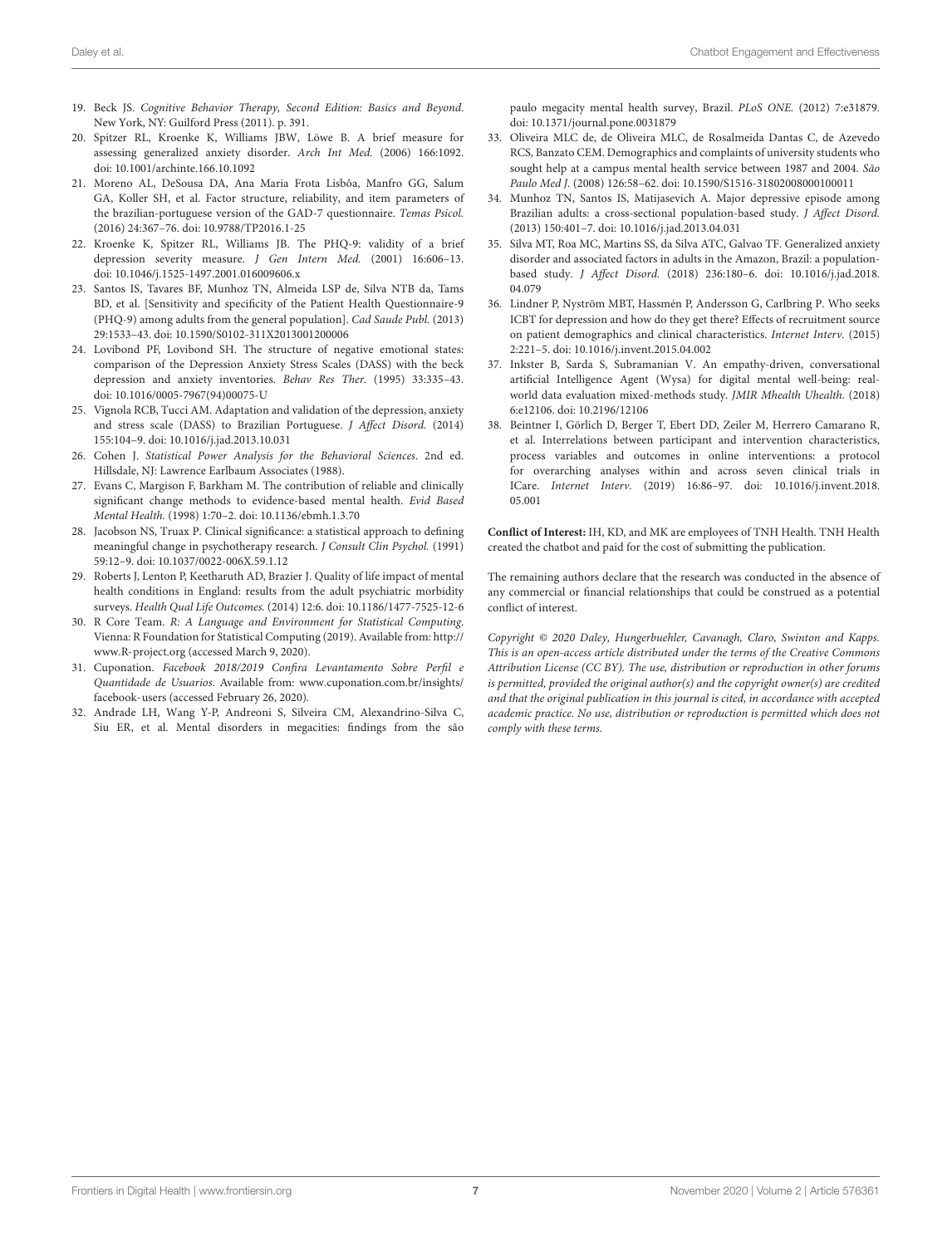19. Beck JS. *Cognitive Behavior Therapy, Second Edition: Basics and Beyond*. New York, NY: Guilford Press (2011). p. 391.
20. Spitzer RL, Kroenke K, Williams JBW, Löwe B. A brief measure for assessing generalized anxiety disorder. *Arch Int Med.* (2006) 166:1092. doi: 10.1001/archinte.166.10.1092
21. Moreno AL, DeSousa DA, Ana Maria Frota Lisbôa, Manfro GG, Salum GA, Koller SH, et al. Factor structure, reliability, and item parameters of the brazilian-portuguese version of the GAD-7 questionnaire. *Temas Psicol.* (2016) 24:367–76. doi: 10.9788/TP2016.1-25
22. Kroenke K, Spitzer RL, Williams JB. The PHQ-9: validity of a brief depression severity measure. *J Gen Intern Med.* (2001) 16:606–13. doi: 10.1046/j.1525-1497.2001.016009606.x
23. Santos IS, Tavares BF, Munhoz TN, Almeida LSP de, Silva NTB da, Tams BD, et al. [Sensitivity and specificity of the Patient Health Questionnaire-9 (PHQ-9) among adults from the general population]. *Cad Saude Publ.* (2013) 29:1533–43. doi: 10.1590/S0102-311X2013001200006
24. Lovibond PF, Lovibond SH. The structure of negative emotional states: comparison of the Depression Anxiety Stress Scales (DASS) with the beck depression and anxiety inventories. *Behav Res Ther.* (1995) 33:335–43. doi: 10.1016/0005-7967(94)00075-U
25. Vignola RCB, Tucci AM. Adaptation and validation of the depression, anxiety and stress scale (DASS) to Brazilian Portuguese. *J Affect Disord.* (2014) 155:104–9. doi: 10.1016/j.jad.2013.10.031
26. Cohen J. *Statistical Power Analysis for the Behavioral Sciences*. 2nd ed. Hillsdale, NJ: Lawrence Earlbaum Associates (1988).
27. Evans C, Margison F, Barkham M. The contribution of reliable and clinically significant change methods to evidence-based mental health. *Evid Based Mental Health.* (1998) 1:70–2. doi: 10.1136/ebmh.1.3.70
28. Jacobson NS, Truax P. Clinical significance: a statistical approach to defining meaningful change in psychotherapy research. *J Consult Clin Psychol.* (1991) 59:12–9. doi: 10.1037/0022-006X.59.1.12
29. Roberts J, Lenton P, Keetharuth AD, Brazier J. Quality of life impact of mental health conditions in England: results from the adult psychiatric morbidity surveys. *Health Qual Life Outcomes.* (2014) 12:6. doi: 10.1186/1477-7525-12-6
30. R Core Team. *R: A Language and Environment for Statistical Computing*. Vienna: R Foundation for Statistical Computing (2019). Available from: http://www.R-project.org (accessed March 9, 2020).
31. Cuponation. *Facebook 2018/2019 Confira Levantamento Sobre Perfil e Quantidade de Usuarios*. Available from: www.cuponation.com.br/insights/facebook-users (accessed February 26, 2020).
32. Andrade LH, Wang Y-P, Andreoni S, Silveira CM, Alexandrino-Silva C, Siu ER, et al. Mental disorders in megacities: findings from the são paulo megacity mental health survey, Brazil. *PLoS ONE.* (2012) 7:e31879. doi: 10.1371/journal.pone.0031879
33. Oliveira MLC de, de Oliveira MLC, de Rosalmeida Dantas C, de Azevedo RCS, Banzato CEM. Demographics and complaints of university students who sought help at a campus mental health service between 1987 and 2004. *São Paulo Med J.* (2008) 126:58–62. doi: 10.1590/S1516-31802008000100011
34. Munhoz TN, Santos IS, Matijasevich A. Major depressive episode among Brazilian adults: a cross-sectional population-based study. *J Affect Disord.* (2013) 150:401–7. doi: 10.1016/j.jad.2013.04.031
35. Silva MT, Roa MC, Martins SS, da Silva ATC, Galvao TF. Generalized anxiety disorder and associated factors in adults in the Amazon, Brazil: a population-based study. *J Affect Disord.* (2018) 236:180–6. doi: 10.1016/j.jad.2018.04.079
36. Lindner P, Nyström MBT, Hassmén P, Andersson G, Carlbring P. Who seeks ICBT for depression and how do they get there? Effects of recruitment source on patient demographics and clinical characteristics. *Internet Interv.* (2015) 2:221–5. doi: 10.1016/j.invent.2015.04.002
37. Inkster B, Sarda S, Subramanian V. An empathy-driven, conversational artificial Intelligence Agent (Wysa) for digital mental well-being: real-world data evaluation mixed-methods study. *JMIR Mhealth Uhealth.* (2018) 6:e12106. doi: 10.2196/12106
38. Beintner I, Görlich D, Berger T, Ebert DD, Zeiler M, Herrero Camarano R, et al. Interrelations between participant and intervention characteristics, process variables and outcomes in online interventions: a protocol for overarching analyses within and across seven clinical trials in ICare. *Internet Interv.* (2019) 16:86–97. doi: 10.1016/j.invent.2018.05.001

**Conflict of Interest:** IH, KD, and MK are employees of TNH Health. TNH Health created the chatbot and paid for the cost of submitting the publication.

The remaining authors declare that the research was conducted in the absence of any commercial or financial relationships that could be construed as a potential conflict of interest.

*Copyright © 2020 Daley, Hungerbuehler, Cavanagh, Claro, Swinton and Kapps. This is an open-access article distributed under the terms of the Creative Commons Attribution License (CC BY). The use, distribution or reproduction in other forums is permitted, provided the original author(s) and the copyright owner(s) are credited and that the original publication in this journal is cited, in accordance with accepted academic practice. No use, distribution or reproduction is permitted which does not comply with these terms.*